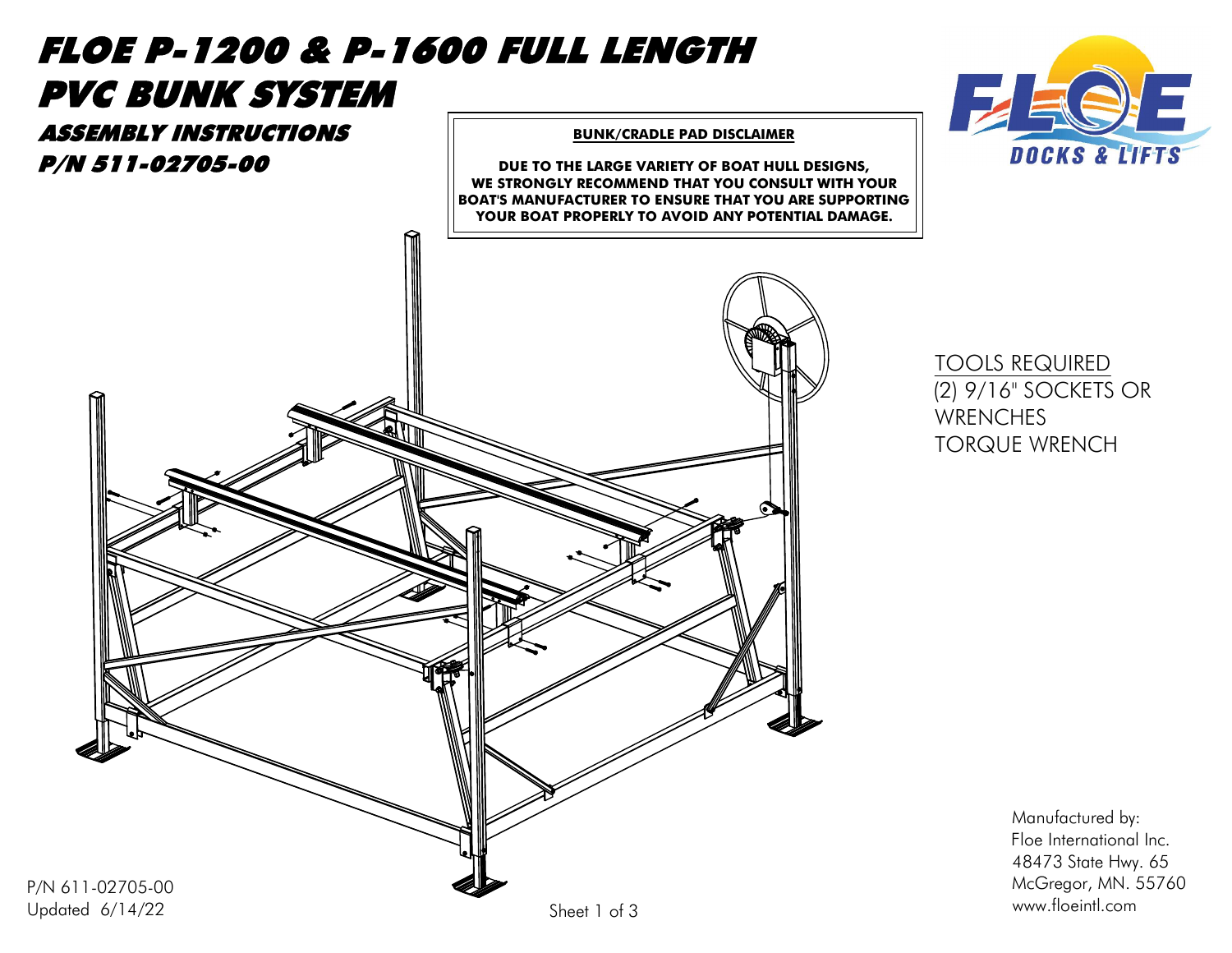# FLOE P-1200 & P-1600 FULL LENGTH PVC BUNK SYSTEM

## ASSEMBLY INSTRUCTIONS

## P/N 511-02705-00

**BUNK/CRADLE PAD DISCLAIMER**

**DUE TO THE LARGE VARIETY OF BOAT HULL DESIGNS, WE STRONGLY RECOMMEND THAT YOU CONSULT WITH YOUR BOAT'S MANUFACTURER TO ENSURE THAT YOU ARE SUPPORTING YOUR BOAT PROPERLY TO AVOID ANY POTENTIAL DAMAGE.**

FLOE DOCKS & LIFTS

TOOLS REQUIRED

(2) 9/16" SOCKETS OR WRENCHES

TORQUE WRENCH

Manufactured by:
Floe International Inc.
48473 State Hwy. 65
McGregor, MN. 55760
www.floeintl.com

P/N 611-02705-00
Updated 6/14/22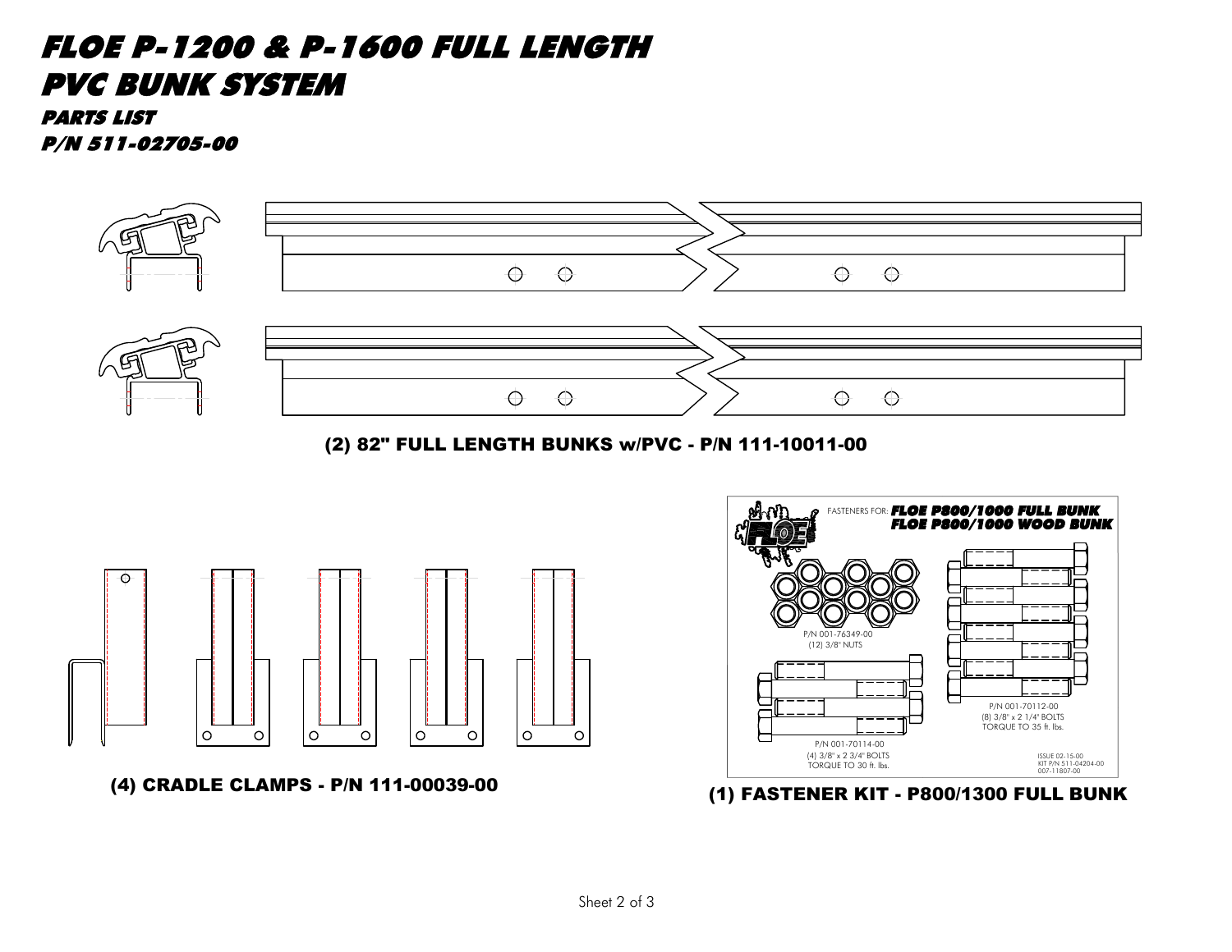# FLOE P-1200 & P-1600 FULL LENGTH PVC BUNK SYSTEM

### PARTS LIST

### P/N 511-02705-00

**(2) 82" FULL LENGTH BUNKS w/PVC - P/N 111-10011-00**

**(4) CRADLE CLAMPS - P/N 111-00039-00**

FASTENERS FOR: **FLOE P800/1000 FULL BUNK**
**FLOE P800/1000 WOOD BUNK**

P/N 001-76349-00
(12) 3/8" NUTS

P/N 001-70112-00
(8) 3/8" x 2 1/4" BOLTS
TORQUE TO 35 ft. lbs.

P/N 001-70114-00
(4) 3/8" x 2 3/4" BOLTS
TORQUE TO 30 ft. lbs.

ISSUE 02-15-00
KIT P/N 511-04204-00
007-11807-00

**(1) FASTENER KIT - P800/1300 FULL BUNK**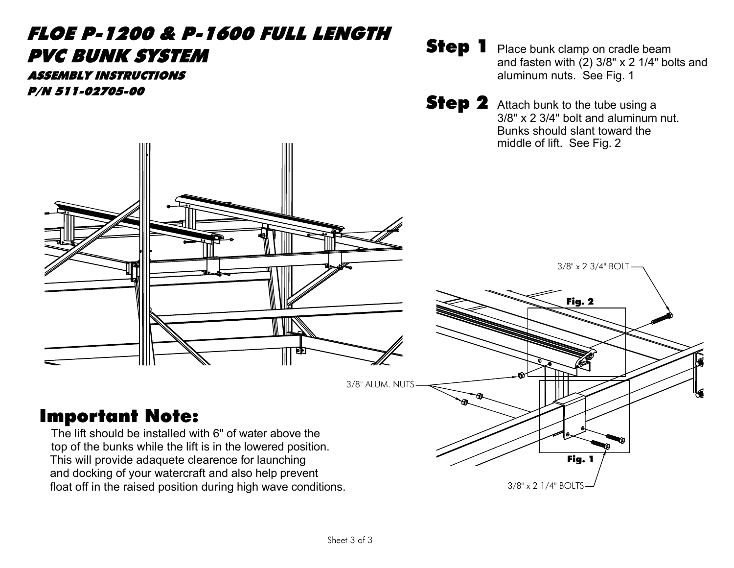# FLOE P-1200 & P-1600 FULL LENGTH PVC BUNK SYSTEM

### ASSEMBLY INSTRUCTIONS

### P/N 511-02705-00

**Step 1** Place bunk clamp on cradle beam and fasten with (2) 3/8" x 2 1/4" bolts and aluminum nuts. See Fig. 1

**Step 2** Attach bunk to the tube using a 3/8" x 2 3/4" bolt and aluminum nut. Bunks should slant toward the middle of lift. See Fig. 2

3/8" x 2 3/4" BOLT

Fig. 2

3/8" ALUM. NUTS

Fig. 1

3/8" x 2 1/4" BOLTS

## Important Note:

The lift should be installed with 6" of water above the top of the bunks while the lift is in the lowered position. This will provide adaquete clearence for launching and docking of your watercraft and also help prevent float off in the raised position during high wave conditions.